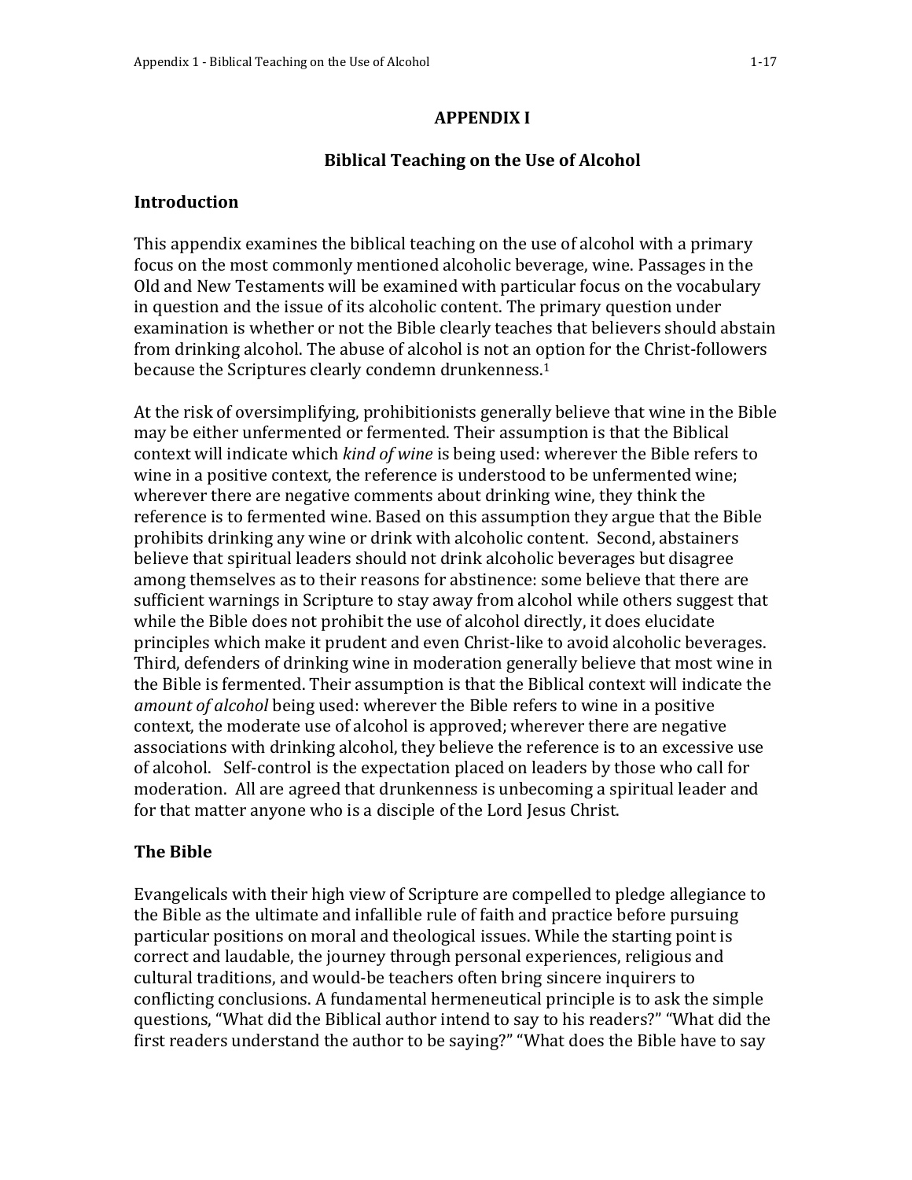# APPENDIX I

## Biblical Teaching on the Use of Alcohol

### Introduction

This appendix examines the biblical teaching on the use of alcohol with a primary focus on the most commonly mentioned alcoholic beverage, wine. Passages in the Old and New Testaments will be examined with particular focus on the vocabulary in question and the issue of its alcoholic content. The primary question under examination is whether or not the Bible clearly teaches that believers should abstain from drinking alcohol. The abuse of alcohol is not an option for the Christ-followers because the Scriptures clearly condemn drunkenness.[1]

At the risk of oversimplifying, prohibitionists generally believe that wine in the Bible may be either unfermented or fermented. Their assumption is that the Biblical context will indicate which *kind of wine* is being used: wherever the Bible refers to wine in a positive context, the reference is understood to be unfermented wine; wherever there are negative comments about drinking wine, they think the reference is to fermented wine. Based on this assumption they argue that the Bible prohibits drinking any wine or drink with alcoholic content. Second, abstainers believe that spiritual leaders should not drink alcoholic beverages but disagree among themselves as to their reasons for abstinence: some believe that there are sufficient warnings in Scripture to stay away from alcohol while others suggest that while the Bible does not prohibit the use of alcohol directly, it does elucidate principles which make it prudent and even Christ-like to avoid alcoholic beverages. Third, defenders of drinking wine in moderation generally believe that most wine in the Bible is fermented. Their assumption is that the Biblical context will indicate the *amount of alcohol* being used: wherever the Bible refers to wine in a positive context, the moderate use of alcohol is approved; wherever there are negative associations with drinking alcohol, they believe the reference is to an excessive use of alcohol. Self-control is the expectation placed on leaders by those who call for moderation. All are agreed that drunkenness is unbecoming a spiritual leader and for that matter anyone who is a disciple of the Lord Jesus Christ.

### The Bible

Evangelicals with their high view of Scripture are compelled to pledge allegiance to the Bible as the ultimate and infallible rule of faith and practice before pursuing particular positions on moral and theological issues. While the starting point is correct and laudable, the journey through personal experiences, religious and cultural traditions, and would-be teachers often bring sincere inquirers to conflicting conclusions. A fundamental hermeneutical principle is to ask the simple questions, "What did the Biblical author intend to say to his readers?" "What did the first readers understand the author to be saying?" "What does the Bible have to say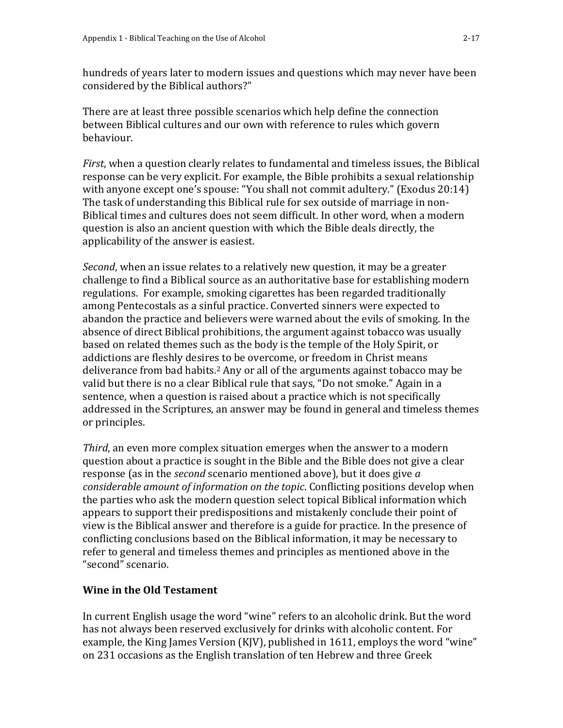hundreds of years later to modern issues and questions which may never have been considered by the Biblical authors?"

There are at least three possible scenarios which help define the connection between Biblical cultures and our own with reference to rules which govern behaviour.

*First*, when a question clearly relates to fundamental and timeless issues, the Biblical response can be very explicit. For example, the Bible prohibits a sexual relationship with anyone except one's spouse: "You shall not commit adultery." (Exodus 20:14) The task of understanding this Biblical rule for sex outside of marriage in non-Biblical times and cultures does not seem difficult. In other word, when a modern question is also an ancient question with which the Bible deals directly, the applicability of the answer is easiest.

*Second*, when an issue relates to a relatively new question, it may be a greater challenge to find a Biblical source as an authoritative base for establishing modern regulations. For example, smoking cigarettes has been regarded traditionally among Pentecostals as a sinful practice. Converted sinners were expected to abandon the practice and believers were warned about the evils of smoking. In the absence of direct Biblical prohibitions, the argument against tobacco was usually based on related themes such as the body is the temple of the Holy Spirit, or addictions are fleshly desires to be overcome, or freedom in Christ means deliverance from bad habits.[2] Any or all of the arguments against tobacco may be valid but there is no a clear Biblical rule that says, "Do not smoke." Again in a sentence, when a question is raised about a practice which is not specifically addressed in the Scriptures, an answer may be found in general and timeless themes or principles.

*Third*, an even more complex situation emerges when the answer to a modern question about a practice is sought in the Bible and the Bible does not give a clear response (as in the *second* scenario mentioned above), but it does give *a considerable amount of information on the topic*. Conflicting positions develop when the parties who ask the modern question select topical Biblical information which appears to support their predispositions and mistakenly conclude their point of view is the Biblical answer and therefore is a guide for practice. In the presence of conflicting conclusions based on the Biblical information, it may be necessary to refer to general and timeless themes and principles as mentioned above in the "second" scenario.

## Wine in the Old Testament

In current English usage the word "wine" refers to an alcoholic drink. But the word has not always been reserved exclusively for drinks with alcoholic content. For example, the King James Version (KJV), published in 1611, employs the word "wine" on 231 occasions as the English translation of ten Hebrew and three Greek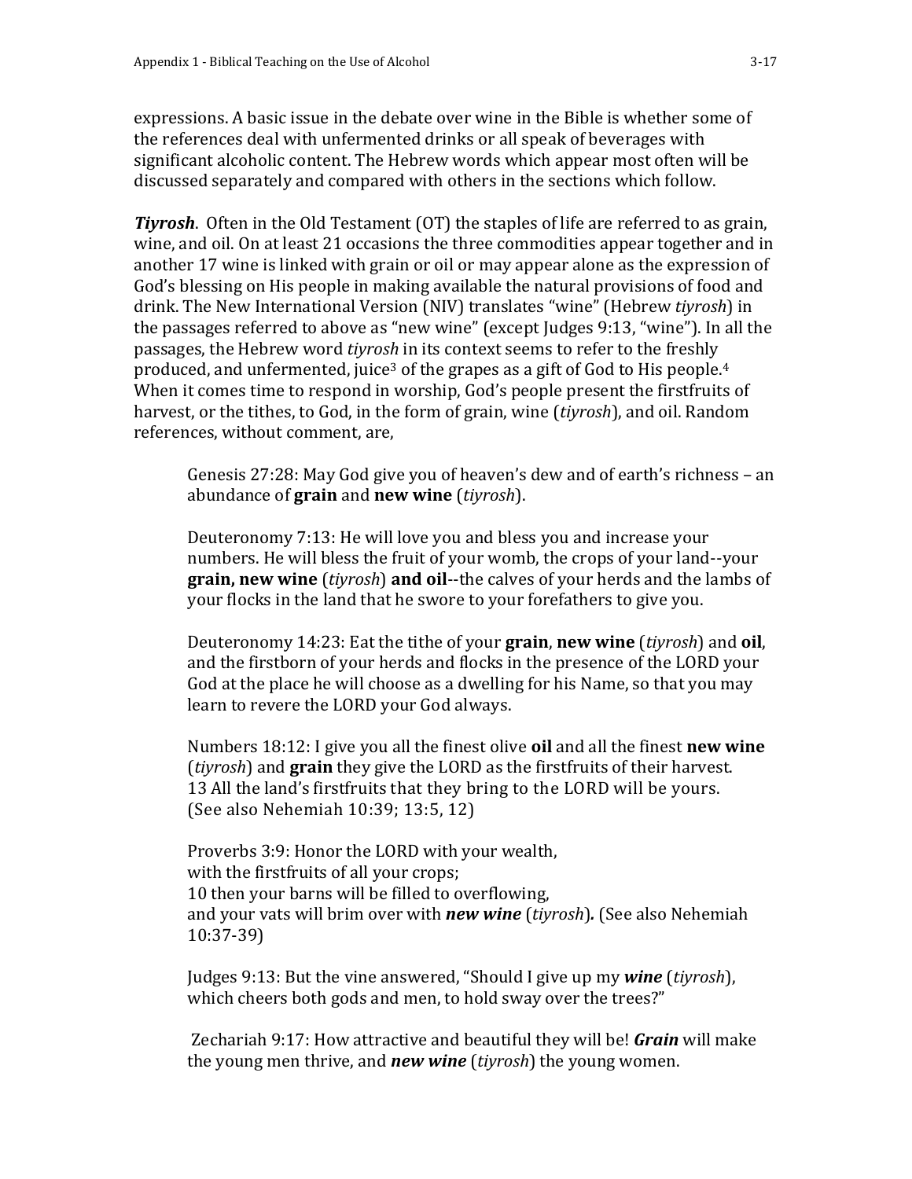expressions. A basic issue in the debate over wine in the Bible is whether some of the references deal with unfermented drinks or all speak of beverages with significant alcoholic content. The Hebrew words which appear most often will be discussed separately and compared with others in the sections which follow.

***Tiyrosh***. Often in the Old Testament (OT) the staples of life are referred to as grain, wine, and oil. On at least 21 occasions the three commodities appear together and in another 17 wine is linked with grain or oil or may appear alone as the expression of God's blessing on His people in making available the natural provisions of food and drink. The New International Version (NIV) translates "wine" (Hebrew *tiyrosh*) in the passages referred to above as "new wine" (except Judges 9:13, "wine"). In all the passages, the Hebrew word *tiyrosh* in its context seems to refer to the freshly produced, and unfermented, juice[3] of the grapes as a gift of God to His people.[4] When it comes time to respond in worship, God's people present the firstfruits of harvest, or the tithes, to God, in the form of grain, wine (*tiyrosh*), and oil. Random references, without comment, are,

> Genesis 27:28: May God give you of heaven's dew and of earth's richness – an abundance of **grain** and **new wine** (*tiyrosh*).
>
> Deuteronomy 7:13: He will love you and bless you and increase your numbers. He will bless the fruit of your womb, the crops of your land--your **grain, new wine** (*tiyrosh*) **and oil**--the calves of your herds and the lambs of your flocks in the land that he swore to your forefathers to give you.
>
> Deuteronomy 14:23: Eat the tithe of your **grain**, **new wine** (*tiyrosh*) and **oil**, and the firstborn of your herds and flocks in the presence of the LORD your God at the place he will choose as a dwelling for his Name, so that you may learn to revere the LORD your God always.
>
> Numbers 18:12: I give you all the finest olive **oil** and all the finest **new wine** (*tiyrosh*) and **grain** they give the LORD as the firstfruits of their harvest. 13 All the land's firstfruits that they bring to the LORD will be yours. (See also Nehemiah 10:39; 13:5, 12)
>
> Proverbs 3:9: Honor the LORD with your wealth,
> with the firstfruits of all your crops;
> 10 then your barns will be filled to overflowing,
> and your vats will brim over with ***new wine*** (*tiyrosh*)***.*** (See also Nehemiah 10:37-39)
>
> Judges 9:13: But the vine answered, "Should I give up my ***wine*** (*tiyrosh*), which cheers both gods and men, to hold sway over the trees?"
>
> Zechariah 9:17: How attractive and beautiful they will be! ***Grain*** will make the young men thrive, and ***new wine*** (*tiyrosh*) the young women.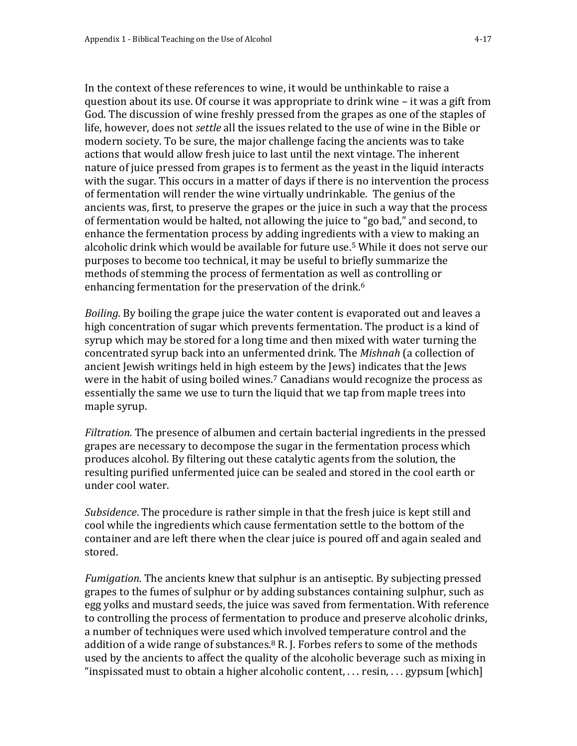In the context of these references to wine, it would be unthinkable to raise a question about its use. Of course it was appropriate to drink wine – it was a gift from God. The discussion of wine freshly pressed from the grapes as one of the staples of life, however, does not *settle* all the issues related to the use of wine in the Bible or modern society. To be sure, the major challenge facing the ancients was to take actions that would allow fresh juice to last until the next vintage. The inherent nature of juice pressed from grapes is to ferment as the yeast in the liquid interacts with the sugar. This occurs in a matter of days if there is no intervention the process of fermentation will render the wine virtually undrinkable. The genius of the ancients was, first, to preserve the grapes or the juice in such a way that the process of fermentation would be halted, not allowing the juice to "go bad," and second, to enhance the fermentation process by adding ingredients with a view to making an alcoholic drink which would be available for future use.[5] While it does not serve our purposes to become too technical, it may be useful to briefly summarize the methods of stemming the process of fermentation as well as controlling or enhancing fermentation for the preservation of the drink.[6]

*Boiling*. By boiling the grape juice the water content is evaporated out and leaves a high concentration of sugar which prevents fermentation. The product is a kind of syrup which may be stored for a long time and then mixed with water turning the concentrated syrup back into an unfermented drink. The *Mishnah* (a collection of ancient Jewish writings held in high esteem by the Jews) indicates that the Jews were in the habit of using boiled wines.[7] Canadians would recognize the process as essentially the same we use to turn the liquid that we tap from maple trees into maple syrup.

*Filtration.* The presence of albumen and certain bacterial ingredients in the pressed grapes are necessary to decompose the sugar in the fermentation process which produces alcohol. By filtering out these catalytic agents from the solution, the resulting purified unfermented juice can be sealed and stored in the cool earth or under cool water.

*Subsidence*. The procedure is rather simple in that the fresh juice is kept still and cool while the ingredients which cause fermentation settle to the bottom of the container and are left there when the clear juice is poured off and again sealed and stored.

*Fumigation.* The ancients knew that sulphur is an antiseptic. By subjecting pressed grapes to the fumes of sulphur or by adding substances containing sulphur, such as egg yolks and mustard seeds, the juice was saved from fermentation. With reference to controlling the process of fermentation to produce and preserve alcoholic drinks, a number of techniques were used which involved temperature control and the addition of a wide range of substances.[8] R. J. Forbes refers to some of the methods used by the ancients to affect the quality of the alcoholic beverage such as mixing in "inspissated must to obtain a higher alcoholic content, . . . resin, . . . gypsum [which]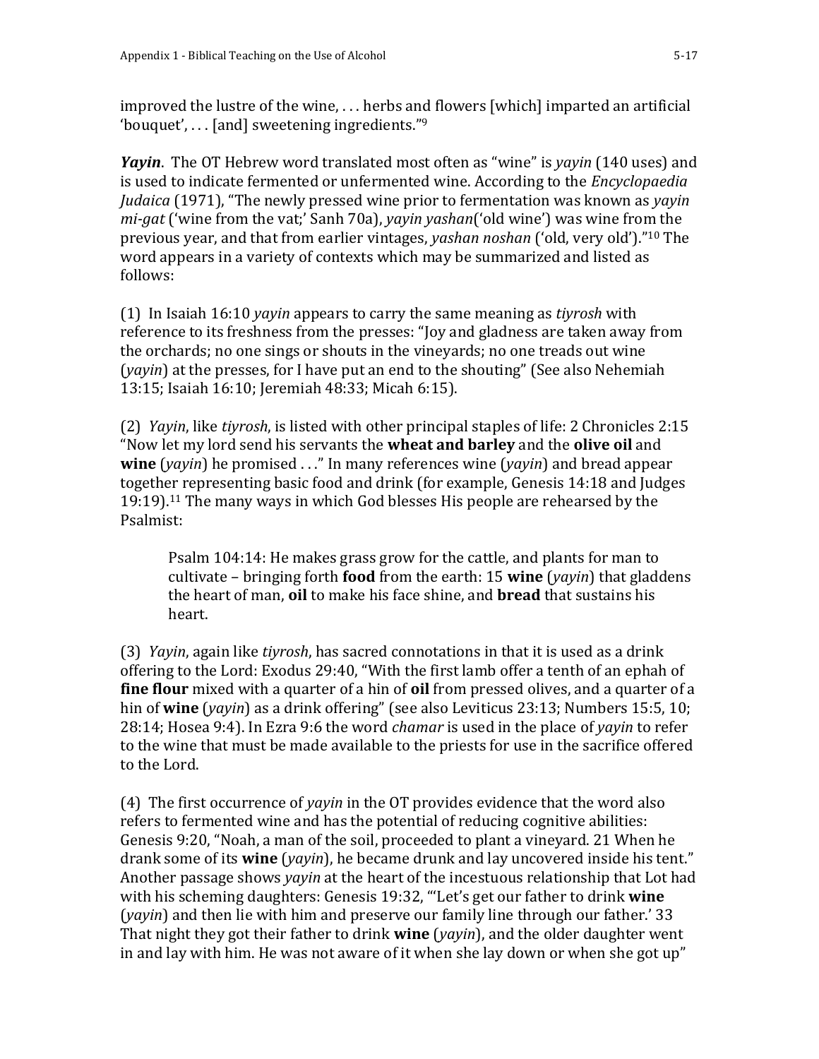improved the lustre of the wine, . . . herbs and flowers [which] imparted an artificial 'bouquet', . . . [and] sweetening ingredients."[9]

***Yayin***. The OT Hebrew word translated most often as "wine" is *yayin* (140 uses) and is used to indicate fermented or unfermented wine. According to the *Encyclopaedia Judaica* (1971), "The newly pressed wine prior to fermentation was known as *yayin mi-gat* ('wine from the vat;' Sanh 70a), *yayin yashan*('old wine') was wine from the previous year, and that from earlier vintages, *yashan noshan* ('old, very old')."[10] The word appears in a variety of contexts which may be summarized and listed as follows:

(1) In Isaiah 16:10 *yayin* appears to carry the same meaning as *tiyrosh* with reference to its freshness from the presses: "Joy and gladness are taken away from the orchards; no one sings or shouts in the vineyards; no one treads out wine (*yayin*) at the presses, for I have put an end to the shouting" (See also Nehemiah 13:15; Isaiah 16:10; Jeremiah 48:33; Micah 6:15).

(2) *Yayin*, like *tiyrosh*, is listed with other principal staples of life: 2 Chronicles 2:15 "Now let my lord send his servants the **wheat and barley** and the **olive oil** and **wine** (*yayin*) he promised . . ." In many references wine (*yayin*) and bread appear together representing basic food and drink (for example, Genesis 14:18 and Judges 19:19).[11] The many ways in which God blesses His people are rehearsed by the Psalmist:

> Psalm 104:14: He makes grass grow for the cattle, and plants for man to cultivate – bringing forth **food** from the earth: 15 **wine** (*yayin*) that gladdens the heart of man, **oil** to make his face shine, and **bread** that sustains his heart.

(3) *Yayin*, again like *tiyrosh*, has sacred connotations in that it is used as a drink offering to the Lord: Exodus 29:40, "With the first lamb offer a tenth of an ephah of **fine flour** mixed with a quarter of a hin of **oil** from pressed olives, and a quarter of a hin of **wine** (*yayin*) as a drink offering" (see also Leviticus 23:13; Numbers 15:5, 10; 28:14; Hosea 9:4). In Ezra 9:6 the word *chamar* is used in the place of *yayin* to refer to the wine that must be made available to the priests for use in the sacrifice offered to the Lord.

(4) The first occurrence of *yayin* in the OT provides evidence that the word also refers to fermented wine and has the potential of reducing cognitive abilities: Genesis 9:20, "Noah, a man of the soil, proceeded to plant a vineyard. 21 When he drank some of its **wine** (*yayin*), he became drunk and lay uncovered inside his tent." Another passage shows *yayin* at the heart of the incestuous relationship that Lot had with his scheming daughters: Genesis 19:32, "'Let's get our father to drink **wine** (*yayin*) and then lie with him and preserve our family line through our father.' 33 That night they got their father to drink **wine** (*yayin*), and the older daughter went in and lay with him. He was not aware of it when she lay down or when she got up"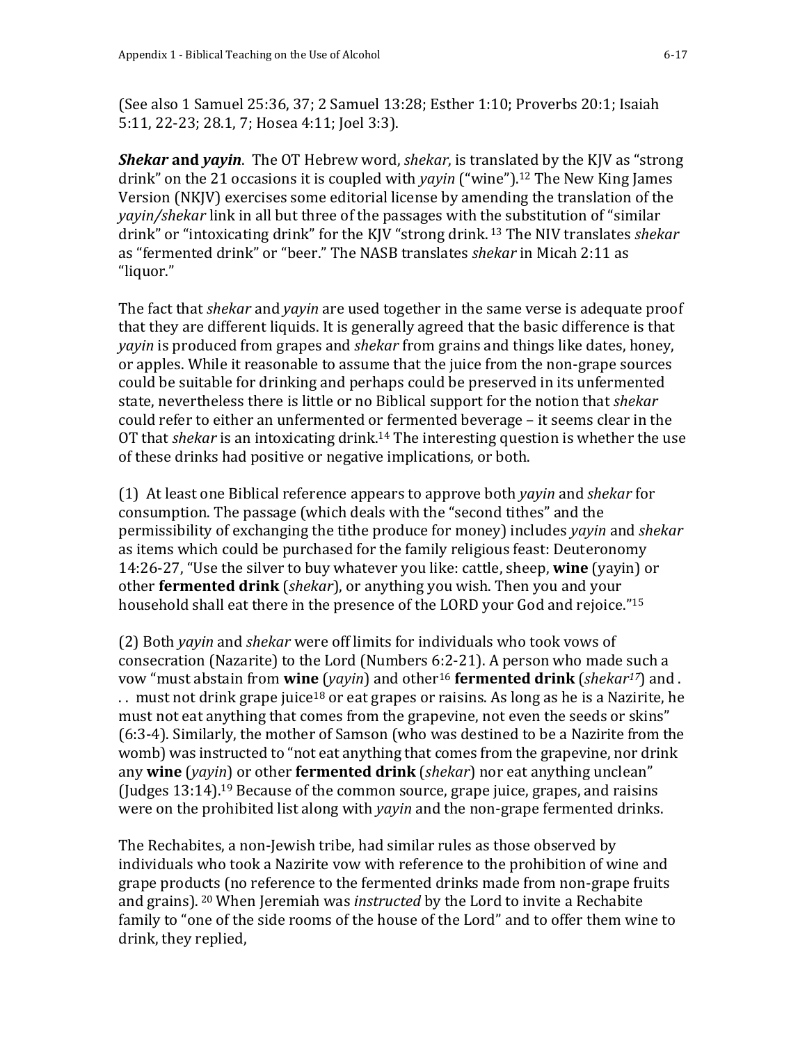(See also 1 Samuel 25:36, 37; 2 Samuel 13:28; Esther 1:10; Proverbs 20:1; Isaiah 5:11, 22-23; 28.1, 7; Hosea 4:11; Joel 3:3).

***Shekar* and *yayin*.** The OT Hebrew word, *shekar*, is translated by the KJV as "strong drink" on the 21 occasions it is coupled with *yayin* ("wine").[12] The New King James Version (NKJV) exercises some editorial license by amending the translation of the *yayin/shekar* link in all but three of the passages with the substitution of "similar drink" or "intoxicating drink" for the KJV "strong drink. [13] The NIV translates *shekar* as "fermented drink" or "beer." The NASB translates *shekar* in Micah 2:11 as "liquor."

The fact that *shekar* and *yayin* are used together in the same verse is adequate proof that they are different liquids. It is generally agreed that the basic difference is that *yayin* is produced from grapes and *shekar* from grains and things like dates, honey, or apples. While it reasonable to assume that the juice from the non-grape sources could be suitable for drinking and perhaps could be preserved in its unfermented state, nevertheless there is little or no Biblical support for the notion that *shekar* could refer to either an unfermented or fermented beverage – it seems clear in the OT that *shekar* is an intoxicating drink.[14] The interesting question is whether the use of these drinks had positive or negative implications, or both.

(1) At least one Biblical reference appears to approve both *yayin* and *shekar* for consumption. The passage (which deals with the "second tithes" and the permissibility of exchanging the tithe produce for money) includes *yayin* and *shekar* as items which could be purchased for the family religious feast: Deuteronomy 14:26-27, "Use the silver to buy whatever you like: cattle, sheep, **wine** (yayin) or other **fermented drink** (*shekar*), or anything you wish. Then you and your household shall eat there in the presence of the LORD your God and rejoice."[15]

(2) Both *yayin* and *shekar* were off limits for individuals who took vows of consecration (Nazarite) to the Lord (Numbers 6:2-21). A person who made such a vow "must abstain from **wine** (*yayin*) and other[16] **fermented drink** (*shekar*[17]) and . . . must not drink grape juice[18] or eat grapes or raisins. As long as he is a Nazirite, he must not eat anything that comes from the grapevine, not even the seeds or skins" (6:3-4). Similarly, the mother of Samson (who was destined to be a Nazirite from the womb) was instructed to "not eat anything that comes from the grapevine, nor drink any **wine** (*yayin*) or other **fermented drink** (*shekar*) nor eat anything unclean" (Judges 13:14).[19] Because of the common source, grape juice, grapes, and raisins were on the prohibited list along with *yayin* and the non-grape fermented drinks.

The Rechabites, a non-Jewish tribe, had similar rules as those observed by individuals who took a Nazirite vow with reference to the prohibition of wine and grape products (no reference to the fermented drinks made from non-grape fruits and grains). [20] When Jeremiah was *instructed* by the Lord to invite a Rechabite family to "one of the side rooms of the house of the Lord" and to offer them wine to drink, they replied,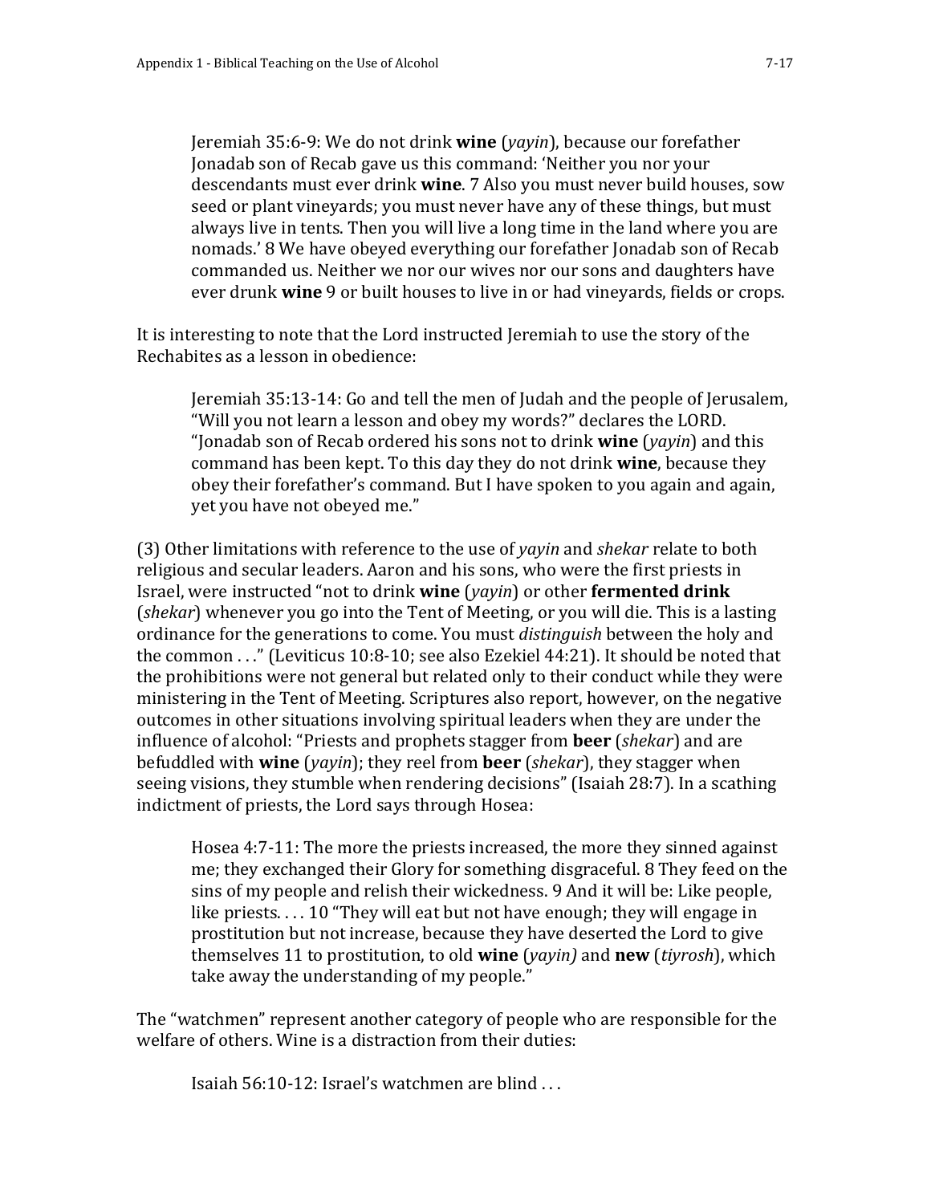> Jeremiah 35:6-9: We do not drink **wine** (*yayin*), because our forefather Jonadab son of Recab gave us this command: 'Neither you nor your descendants must ever drink **wine**. 7 Also you must never build houses, sow seed or plant vineyards; you must never have any of these things, but must always live in tents. Then you will live a long time in the land where you are nomads.' 8 We have obeyed everything our forefather Jonadab son of Recab commanded us. Neither we nor our wives nor our sons and daughters have ever drunk **wine** 9 or built houses to live in or had vineyards, fields or crops.

It is interesting to note that the Lord instructed Jeremiah to use the story of the Rechabites as a lesson in obedience:

> Jeremiah 35:13-14: Go and tell the men of Judah and the people of Jerusalem, "Will you not learn a lesson and obey my words?" declares the LORD. "Jonadab son of Recab ordered his sons not to drink **wine** (*yayin*) and this command has been kept. To this day they do not drink **wine**, because they obey their forefather's command. But I have spoken to you again and again, yet you have not obeyed me."

(3) Other limitations with reference to the use of *yayin* and *shekar* relate to both religious and secular leaders. Aaron and his sons, who were the first priests in Israel, were instructed "not to drink **wine** (*yayin*) or other **fermented drink** (*shekar*) whenever you go into the Tent of Meeting, or you will die. This is a lasting ordinance for the generations to come. You must *distinguish* between the holy and the common . . ." (Leviticus 10:8-10; see also Ezekiel 44:21). It should be noted that the prohibitions were not general but related only to their conduct while they were ministering in the Tent of Meeting. Scriptures also report, however, on the negative outcomes in other situations involving spiritual leaders when they are under the influence of alcohol: "Priests and prophets stagger from **beer** (*shekar*) and are befuddled with **wine** (*yayin*); they reel from **beer** (*shekar*), they stagger when seeing visions, they stumble when rendering decisions" (Isaiah 28:7). In a scathing indictment of priests, the Lord says through Hosea:

> Hosea 4:7-11: The more the priests increased, the more they sinned against me; they exchanged their Glory for something disgraceful. 8 They feed on the sins of my people and relish their wickedness. 9 And it will be: Like people, like priests. . . . 10 "They will eat but not have enough; they will engage in prostitution but not increase, because they have deserted the Lord to give themselves 11 to prostitution, to old **wine** (*yayin)* and **new** (*tiyrosh*), which take away the understanding of my people."

The "watchmen" represent another category of people who are responsible for the welfare of others. Wine is a distraction from their duties:

> Isaiah 56:10-12: Israel's watchmen are blind . . .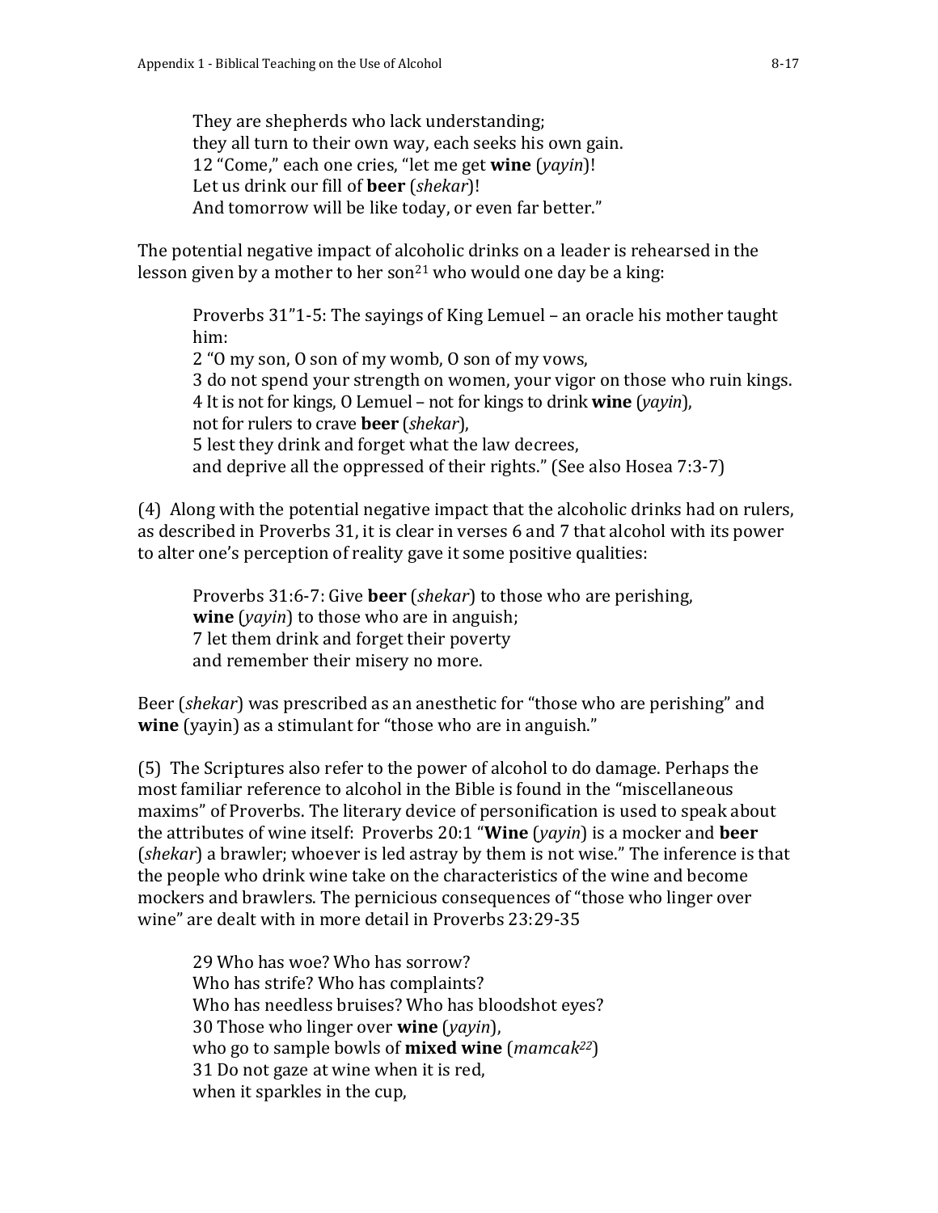> They are shepherds who lack understanding;
> they all turn to their own way, each seeks his own gain.
> 12 "Come," each one cries, "let me get **wine** (*yayin*)!
> Let us drink our fill of **beer** (*shekar*)!
> And tomorrow will be like today, or even far better."

The potential negative impact of alcoholic drinks on a leader is rehearsed in the lesson given by a mother to her son[21] who would one day be a king:

> Proverbs 31"1-5: The sayings of King Lemuel – an oracle his mother taught him:
> 2 "O my son, O son of my womb, O son of my vows,
> 3 do not spend your strength on women, your vigor on those who ruin kings.
> 4 It is not for kings, O Lemuel – not for kings to drink **wine** (*yayin*),
> not for rulers to crave **beer** (*shekar*),
> 5 lest they drink and forget what the law decrees,
> and deprive all the oppressed of their rights." (See also Hosea 7:3-7)

(4) Along with the potential negative impact that the alcoholic drinks had on rulers, as described in Proverbs 31, it is clear in verses 6 and 7 that alcohol with its power to alter one's perception of reality gave it some positive qualities:

> Proverbs 31:6-7: Give **beer** (*shekar*) to those who are perishing,
> **wine** (*yayin*) to those who are in anguish;
> 7 let them drink and forget their poverty
> and remember their misery no more.

Beer (*shekar*) was prescribed as an anesthetic for "those who are perishing" and **wine** (yayin) as a stimulant for "those who are in anguish."

(5) The Scriptures also refer to the power of alcohol to do damage. Perhaps the most familiar reference to alcohol in the Bible is found in the "miscellaneous maxims" of Proverbs. The literary device of personification is used to speak about the attributes of wine itself: Proverbs 20:1 "**Wine** (*yayin*) is a mocker and **beer** (*shekar*) a brawler; whoever is led astray by them is not wise." The inference is that the people who drink wine take on the characteristics of the wine and become mockers and brawlers. The pernicious consequences of "those who linger over wine" are dealt with in more detail in Proverbs 23:29-35

> 29 Who has woe? Who has sorrow?
> Who has strife? Who has complaints?
> Who has needless bruises? Who has bloodshot eyes?
> 30 Those who linger over **wine** (*yayin*),
> who go to sample bowls of **mixed wine** (*mamcak*[22])
> 31 Do not gaze at wine when it is red,
> when it sparkles in the cup,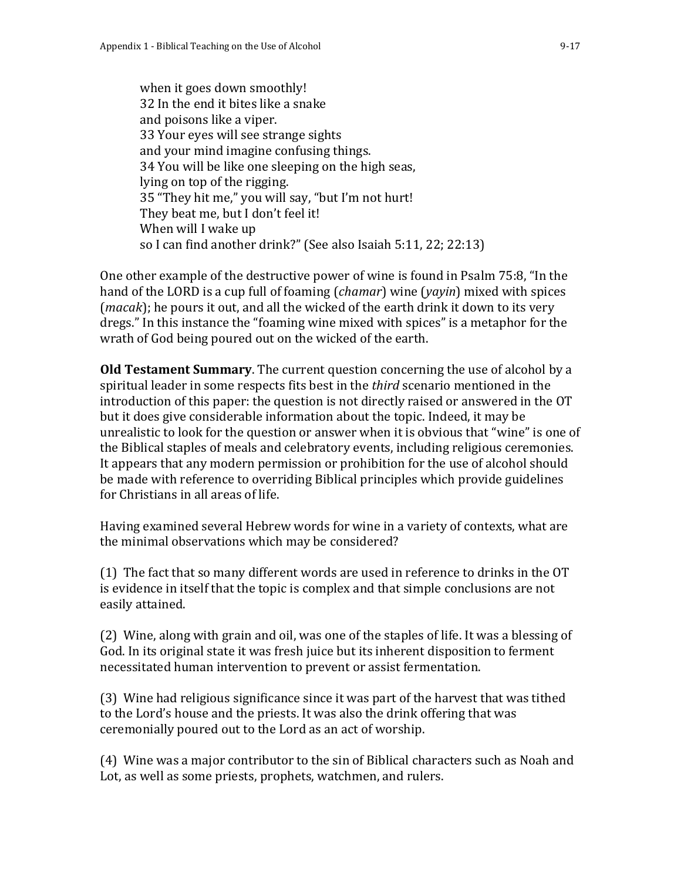when it goes down smoothly!  
32 In the end it bites like a snake  
and poisons like a viper.  
33 Your eyes will see strange sights  
and your mind imagine confusing things.  
34 You will be like one sleeping on the high seas,  
lying on top of the rigging.  
35 "They hit me," you will say, "but I'm not hurt!  
They beat me, but I don't feel it!  
When will I wake up  
so I can find another drink?" (See also Isaiah 5:11, 22; 22:13)

One other example of the destructive power of wine is found in Psalm 75:8, "In the hand of the LORD is a cup full of foaming (*chamar*) wine (*yayin*) mixed with spices (*macak*); he pours it out, and all the wicked of the earth drink it down to its very dregs." In this instance the "foaming wine mixed with spices" is a metaphor for the wrath of God being poured out on the wicked of the earth.

**Old Testament Summary**. The current question concerning the use of alcohol by a spiritual leader in some respects fits best in the *third* scenario mentioned in the introduction of this paper: the question is not directly raised or answered in the OT but it does give considerable information about the topic. Indeed, it may be unrealistic to look for the question or answer when it is obvious that "wine" is one of the Biblical staples of meals and celebratory events, including religious ceremonies. It appears that any modern permission or prohibition for the use of alcohol should be made with reference to overriding Biblical principles which provide guidelines for Christians in all areas of life.

Having examined several Hebrew words for wine in a variety of contexts, what are the minimal observations which may be considered?

(1) The fact that so many different words are used in reference to drinks in the OT is evidence in itself that the topic is complex and that simple conclusions are not easily attained.

(2) Wine, along with grain and oil, was one of the staples of life. It was a blessing of God. In its original state it was fresh juice but its inherent disposition to ferment necessitated human intervention to prevent or assist fermentation.

(3) Wine had religious significance since it was part of the harvest that was tithed to the Lord's house and the priests. It was also the drink offering that was ceremonially poured out to the Lord as an act of worship.

(4) Wine was a major contributor to the sin of Biblical characters such as Noah and Lot, as well as some priests, prophets, watchmen, and rulers.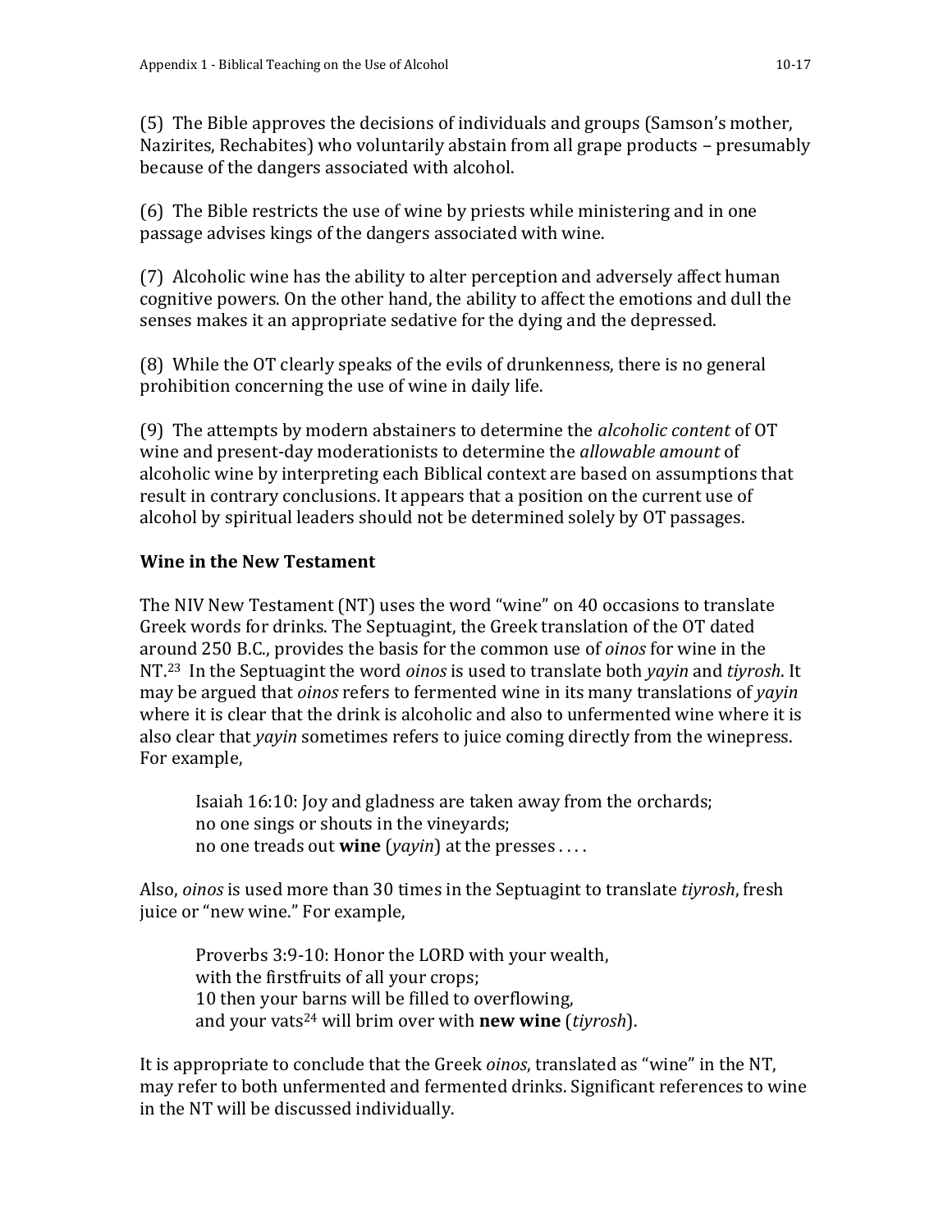(5) The Bible approves the decisions of individuals and groups (Samson's mother, Nazirites, Rechabites) who voluntarily abstain from all grape products – presumably because of the dangers associated with alcohol.

(6) The Bible restricts the use of wine by priests while ministering and in one passage advises kings of the dangers associated with wine.

(7) Alcoholic wine has the ability to alter perception and adversely affect human cognitive powers. On the other hand, the ability to affect the emotions and dull the senses makes it an appropriate sedative for the dying and the depressed.

(8) While the OT clearly speaks of the evils of drunkenness, there is no general prohibition concerning the use of wine in daily life.

(9) The attempts by modern abstainers to determine the *alcoholic content* of OT wine and present-day moderationists to determine the *allowable amount* of alcoholic wine by interpreting each Biblical context are based on assumptions that result in contrary conclusions. It appears that a position on the current use of alcohol by spiritual leaders should not be determined solely by OT passages.

**Wine in the New Testament**

The NIV New Testament (NT) uses the word "wine" on 40 occasions to translate Greek words for drinks. The Septuagint, the Greek translation of the OT dated around 250 B.C., provides the basis for the common use of *oinos* for wine in the NT.[23] In the Septuagint the word *oinos* is used to translate both *yayin* and *tiyrosh*. It may be argued that *oinos* refers to fermented wine in its many translations of *yayin* where it is clear that the drink is alcoholic and also to unfermented wine where it is also clear that *yayin* sometimes refers to juice coming directly from the winepress. For example,

> Isaiah 16:10: Joy and gladness are taken away from the orchards;
> no one sings or shouts in the vineyards;
> no one treads out **wine** (*yayin*) at the presses . . . .

Also, *oinos* is used more than 30 times in the Septuagint to translate *tiyrosh*, fresh juice or "new wine." For example,

> Proverbs 3:9-10: Honor the LORD with your wealth,
> with the firstfruits of all your crops;
> 10 then your barns will be filled to overflowing,
> and your vats[24] will brim over with **new wine** (*tiyrosh*).

It is appropriate to conclude that the Greek *oinos*, translated as "wine" in the NT, may refer to both unfermented and fermented drinks. Significant references to wine in the NT will be discussed individually.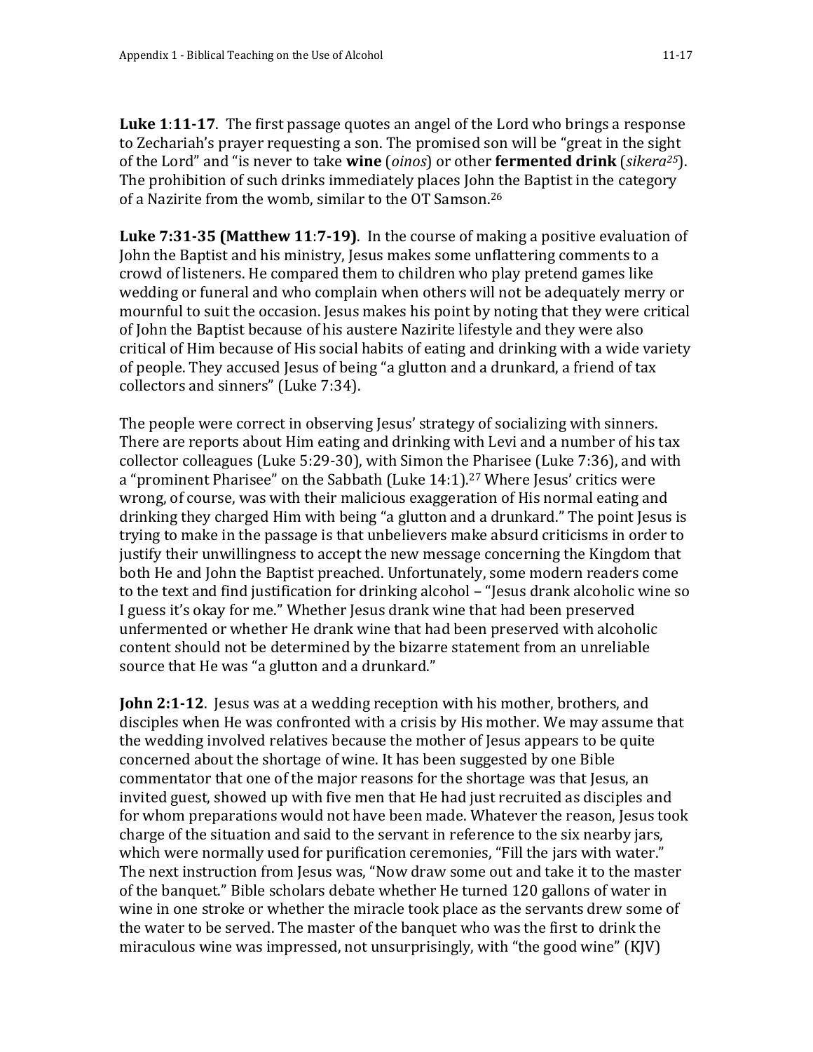**Luke 1**:**11-17**. The first passage quotes an angel of the Lord who brings a response to Zechariah's prayer requesting a son. The promised son will be "great in the sight of the Lord" and "is never to take **wine** (*oinos*) or other **fermented drink** (*sikera*[25]). The prohibition of such drinks immediately places John the Baptist in the category of a Nazirite from the womb, similar to the OT Samson.[26]

**Luke 7:31-35 (Matthew 11**:**7-19)**. In the course of making a positive evaluation of John the Baptist and his ministry, Jesus makes some unflattering comments to a crowd of listeners. He compared them to children who play pretend games like wedding or funeral and who complain when others will not be adequately merry or mournful to suit the occasion. Jesus makes his point by noting that they were critical of John the Baptist because of his austere Nazirite lifestyle and they were also critical of Him because of His social habits of eating and drinking with a wide variety of people. They accused Jesus of being "a glutton and a drunkard, a friend of tax collectors and sinners" (Luke 7:34).

The people were correct in observing Jesus' strategy of socializing with sinners. There are reports about Him eating and drinking with Levi and a number of his tax collector colleagues (Luke 5:29-30), with Simon the Pharisee (Luke 7:36), and with a "prominent Pharisee" on the Sabbath (Luke 14:1).[27] Where Jesus' critics were wrong, of course, was with their malicious exaggeration of His normal eating and drinking they charged Him with being "a glutton and a drunkard." The point Jesus is trying to make in the passage is that unbelievers make absurd criticisms in order to justify their unwillingness to accept the new message concerning the Kingdom that both He and John the Baptist preached. Unfortunately, some modern readers come to the text and find justification for drinking alcohol – "Jesus drank alcoholic wine so I guess it's okay for me." Whether Jesus drank wine that had been preserved unfermented or whether He drank wine that had been preserved with alcoholic content should not be determined by the bizarre statement from an unreliable source that He was "a glutton and a drunkard."

**John 2:1-12**. Jesus was at a wedding reception with his mother, brothers, and disciples when He was confronted with a crisis by His mother. We may assume that the wedding involved relatives because the mother of Jesus appears to be quite concerned about the shortage of wine. It has been suggested by one Bible commentator that one of the major reasons for the shortage was that Jesus, an invited guest, showed up with five men that He had just recruited as disciples and for whom preparations would not have been made. Whatever the reason, Jesus took charge of the situation and said to the servant in reference to the six nearby jars, which were normally used for purification ceremonies, "Fill the jars with water." The next instruction from Jesus was, "Now draw some out and take it to the master of the banquet." Bible scholars debate whether He turned 120 gallons of water in wine in one stroke or whether the miracle took place as the servants drew some of the water to be served. The master of the banquet who was the first to drink the miraculous wine was impressed, not unsurprisingly, with "the good wine" (KJV)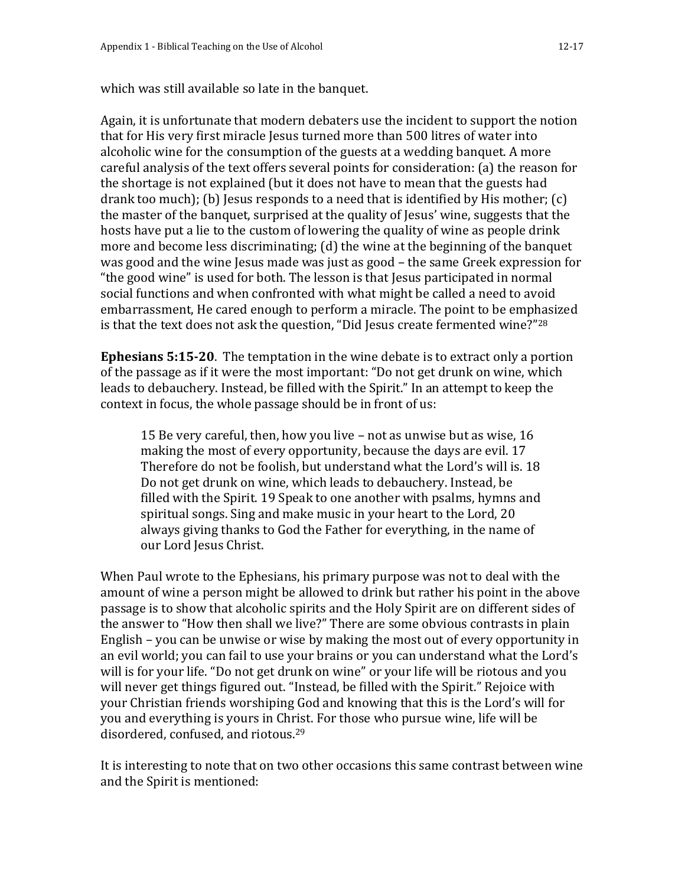which was still available so late in the banquet.

Again, it is unfortunate that modern debaters use the incident to support the notion that for His very first miracle Jesus turned more than 500 litres of water into alcoholic wine for the consumption of the guests at a wedding banquet. A more careful analysis of the text offers several points for consideration: (a) the reason for the shortage is not explained (but it does not have to mean that the guests had drank too much); (b) Jesus responds to a need that is identified by His mother; (c) the master of the banquet, surprised at the quality of Jesus' wine, suggests that the hosts have put a lie to the custom of lowering the quality of wine as people drink more and become less discriminating; (d) the wine at the beginning of the banquet was good and the wine Jesus made was just as good – the same Greek expression for "the good wine" is used for both. The lesson is that Jesus participated in normal social functions and when confronted with what might be called a need to avoid embarrassment, He cared enough to perform a miracle. The point to be emphasized is that the text does not ask the question, "Did Jesus create fermented wine?"[28]

**Ephesians 5:15-20**. The temptation in the wine debate is to extract only a portion of the passage as if it were the most important: "Do not get drunk on wine, which leads to debauchery. Instead, be filled with the Spirit." In an attempt to keep the context in focus, the whole passage should be in front of us:

> 15 Be very careful, then, how you live – not as unwise but as wise, 16 making the most of every opportunity, because the days are evil. 17 Therefore do not be foolish, but understand what the Lord's will is. 18 Do not get drunk on wine, which leads to debauchery. Instead, be filled with the Spirit. 19 Speak to one another with psalms, hymns and spiritual songs. Sing and make music in your heart to the Lord, 20 always giving thanks to God the Father for everything, in the name of our Lord Jesus Christ.

When Paul wrote to the Ephesians, his primary purpose was not to deal with the amount of wine a person might be allowed to drink but rather his point in the above passage is to show that alcoholic spirits and the Holy Spirit are on different sides of the answer to "How then shall we live?" There are some obvious contrasts in plain English – you can be unwise or wise by making the most out of every opportunity in an evil world; you can fail to use your brains or you can understand what the Lord's will is for your life. "Do not get drunk on wine" or your life will be riotous and you will never get things figured out. "Instead, be filled with the Spirit." Rejoice with your Christian friends worshiping God and knowing that this is the Lord's will for you and everything is yours in Christ. For those who pursue wine, life will be disordered, confused, and riotous.[29]

It is interesting to note that on two other occasions this same contrast between wine and the Spirit is mentioned: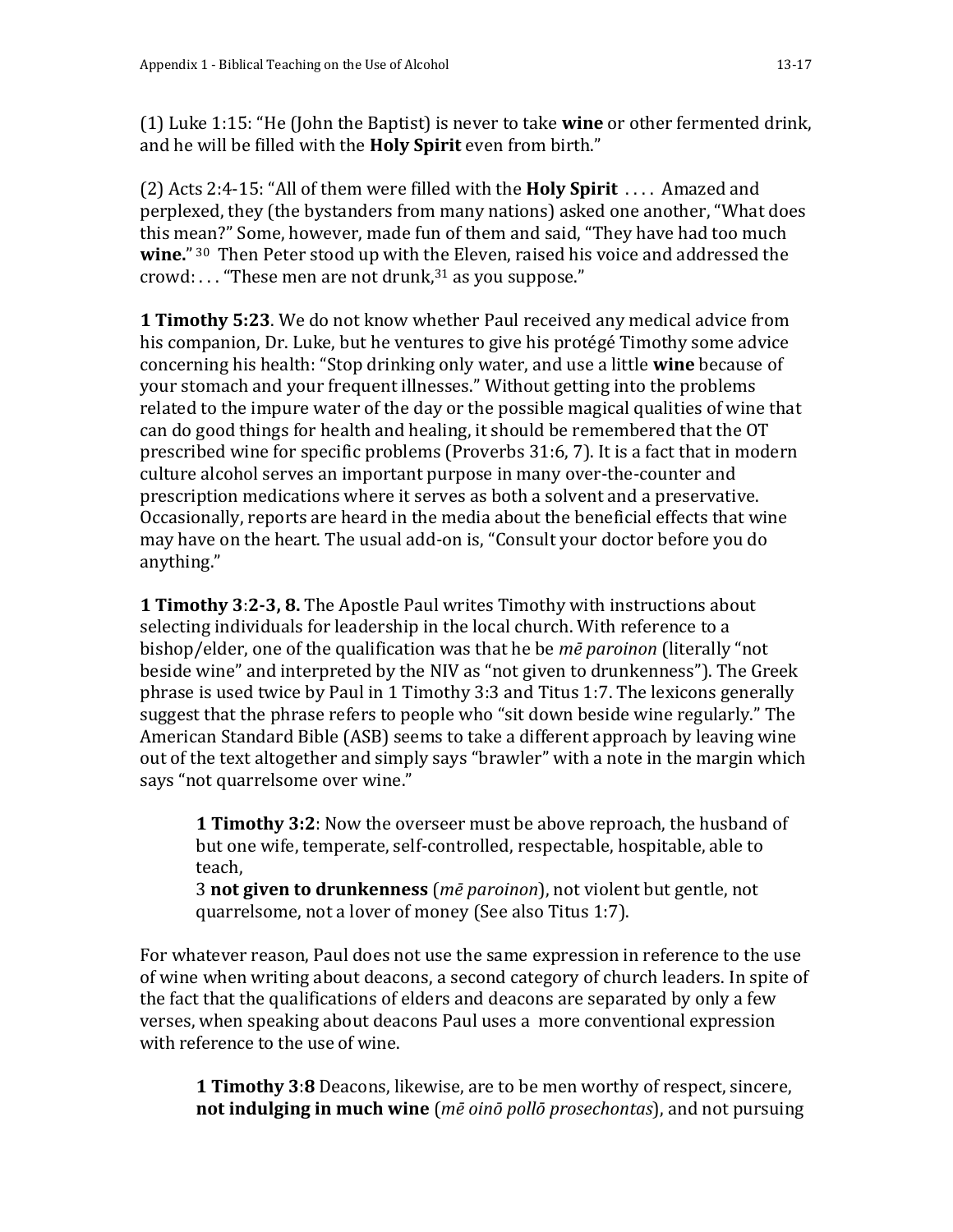(1) Luke 1:15: “He (John the Baptist) is never to take **wine** or other fermented drink, and he will be filled with the **Holy Spirit** even from birth.”

(2) Acts 2:4-15: “All of them were filled with the **Holy Spirit** . . . . Amazed and perplexed, they (the bystanders from many nations) asked one another, “What does this mean?” Some, however, made fun of them and said, “They have had too much **wine.**”[30] Then Peter stood up with the Eleven, raised his voice and addressed the crowd: . . . “These men are not drunk,[31] as you suppose.”

**1 Timothy 5:23**. We do not know whether Paul received any medical advice from his companion, Dr. Luke, but he ventures to give his protégé Timothy some advice concerning his health: “Stop drinking only water, and use a little **wine** because of your stomach and your frequent illnesses.” Without getting into the problems related to the impure water of the day or the possible magical qualities of wine that can do good things for health and healing, it should be remembered that the OT prescribed wine for specific problems (Proverbs 31:6, 7). It is a fact that in modern culture alcohol serves an important purpose in many over-the-counter and prescription medications where it serves as both a solvent and a preservative. Occasionally, reports are heard in the media about the beneficial effects that wine may have on the heart. The usual add-on is, “Consult your doctor before you do anything.”

**1 Timothy 3:2-3, 8.** The Apostle Paul writes Timothy with instructions about selecting individuals for leadership in the local church. With reference to a bishop/elder, one of the qualification was that he be *mē paroinon* (literally “not beside wine” and interpreted by the NIV as “not given to drunkenness”). The Greek phrase is used twice by Paul in 1 Timothy 3:3 and Titus 1:7. The lexicons generally suggest that the phrase refers to people who “sit down beside wine regularly.” The American Standard Bible (ASB) seems to take a different approach by leaving wine out of the text altogether and simply says “brawler” with a note in the margin which says “not quarrelsome over wine.”

> **1 Timothy 3:2**: Now the overseer must be above reproach, the husband of but one wife, temperate, self-controlled, respectable, hospitable, able to teach,
> 3 **not given to drunkenness** (*mē paroinon*), not violent but gentle, not quarrelsome, not a lover of money (See also Titus 1:7).

For whatever reason, Paul does not use the same expression in reference to the use of wine when writing about deacons, a second category of church leaders. In spite of the fact that the qualifications of elders and deacons are separated by only a few verses, when speaking about deacons Paul uses a more conventional expression with reference to the use of wine.

> **1 Timothy 3:8** Deacons, likewise, are to be men worthy of respect, sincere, **not indulging in much wine** (*mē oinō pollō prosechontas*), and not pursuing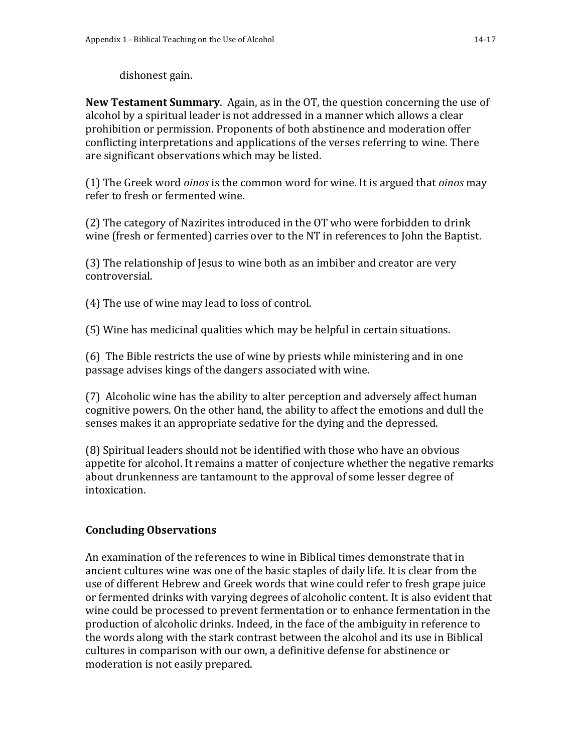dishonest gain.

**New Testament Summary**. Again, as in the OT, the question concerning the use of alcohol by a spiritual leader is not addressed in a manner which allows a clear prohibition or permission. Proponents of both abstinence and moderation offer conflicting interpretations and applications of the verses referring to wine. There are significant observations which may be listed.

(1) The Greek word *oinos* is the common word for wine. It is argued that *oinos* may refer to fresh or fermented wine.

(2) The category of Nazirites introduced in the OT who were forbidden to drink wine (fresh or fermented) carries over to the NT in references to John the Baptist.

(3) The relationship of Jesus to wine both as an imbiber and creator are very controversial.

(4) The use of wine may lead to loss of control.

(5) Wine has medicinal qualities which may be helpful in certain situations.

(6) The Bible restricts the use of wine by priests while ministering and in one passage advises kings of the dangers associated with wine.

(7) Alcoholic wine has the ability to alter perception and adversely affect human cognitive powers. On the other hand, the ability to affect the emotions and dull the senses makes it an appropriate sedative for the dying and the depressed.

(8) Spiritual leaders should not be identified with those who have an obvious appetite for alcohol. It remains a matter of conjecture whether the negative remarks about drunkenness are tantamount to the approval of some lesser degree of intoxication.

## Concluding Observations

An examination of the references to wine in Biblical times demonstrate that in ancient cultures wine was one of the basic staples of daily life. It is clear from the use of different Hebrew and Greek words that wine could refer to fresh grape juice or fermented drinks with varying degrees of alcoholic content. It is also evident that wine could be processed to prevent fermentation or to enhance fermentation in the production of alcoholic drinks. Indeed, in the face of the ambiguity in reference to the words along with the stark contrast between the alcohol and its use in Biblical cultures in comparison with our own, a definitive defense for abstinence or moderation is not easily prepared.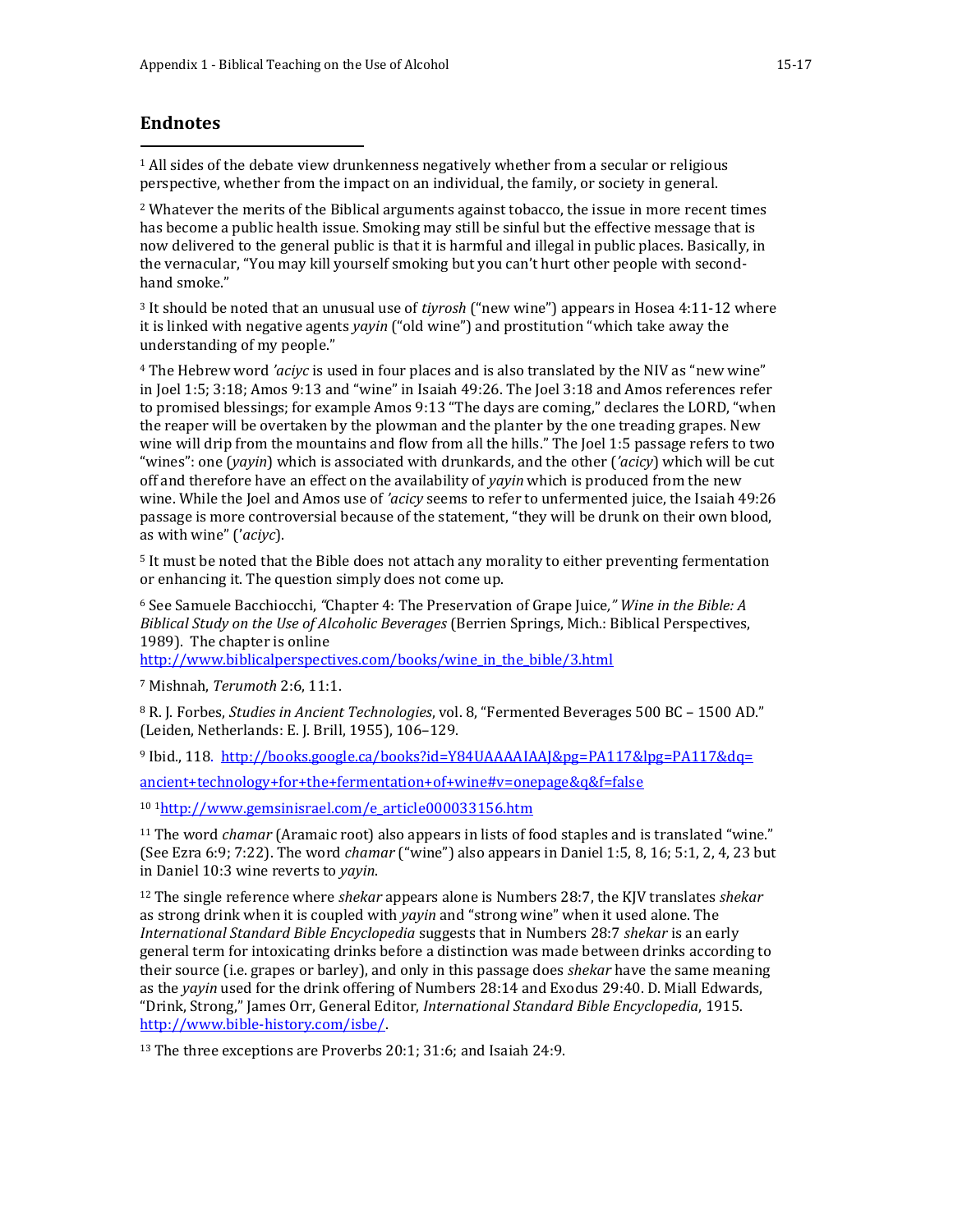## Endnotes

[1] All sides of the debate view drunkenness negatively whether from a secular or religious perspective, whether from the impact on an individual, the family, or society in general.

[2] Whatever the merits of the Biblical arguments against tobacco, the issue in more recent times has become a public health issue. Smoking may still be sinful but the effective message that is now delivered to the general public is that it is harmful and illegal in public places. Basically, in the vernacular, "You may kill yourself smoking but you can't hurt other people with second-hand smoke."

[3] It should be noted that an unusual use of *tiyrosh* ("new wine") appears in Hosea 4:11-12 where it is linked with negative agents *yayin* ("old wine") and prostitution "which take away the understanding of my people."

[4] The Hebrew word *'aciyc* is used in four places and is also translated by the NIV as "new wine" in Joel 1:5; 3:18; Amos 9:13 and "wine" in Isaiah 49:26. The Joel 3:18 and Amos references refer to promised blessings; for example Amos 9:13 "The days are coming," declares the LORD, "when the reaper will be overtaken by the plowman and the planter by the one treading grapes. New wine will drip from the mountains and flow from all the hills." The Joel 1:5 passage refers to two "wines": one (*yayin*) which is associated with drunkards, and the other (*'acicy*) which will be cut off and therefore have an effect on the availability of *yayin* which is produced from the new wine. While the Joel and Amos use of *'acicy* seems to refer to unfermented juice, the Isaiah 49:26 passage is more controversial because of the statement, "they will be drunk on their own blood, as with wine" (*'aciyc*).

[5] It must be noted that the Bible does not attach any morality to either preventing fermentation or enhancing it. The question simply does not come up.

[6] See Samuele Bacchiocchi, "Chapter 4: The Preservation of Grape Juice," *Wine in the Bible: A Biblical Study on the Use of Alcoholic Beverages* (Berrien Springs, Mich.: Biblical Perspectives, 1989). The chapter is online http://www.biblicalperspectives.com/books/wine_in_the_bible/3.html

[7] Mishnah, *Terumoth* 2:6, 11:1.

[8] R. J. Forbes, *Studies in Ancient Technologies*, vol. 8, "Fermented Beverages 500 BC – 1500 AD." (Leiden, Netherlands: E. J. Brill, 1955), 106–129.

[9] Ibid., 118. http://books.google.ca/books?id=Y84UAAAAIAAJ&pg=PA117&lpg=PA117&dq=ancient+technology+for+the+fermentation+of+wine#v=onepage&q&f=false

[10] 1http://www.gemsinisrael.com/e_article000033156.htm

[11] The word *chamar* (Aramaic root) also appears in lists of food staples and is translated "wine." (See Ezra 6:9; 7:22). The word *chamar* ("wine") also appears in Daniel 1:5, 8, 16; 5:1, 2, 4, 23 but in Daniel 10:3 wine reverts to *yayin*.

[12] The single reference where *shekar* appears alone is Numbers 28:7, the KJV translates *shekar* as strong drink when it is coupled with *yayin* and "strong wine" when it used alone. The *International Standard Bible Encyclopedia* suggests that in Numbers 28:7 *shekar* is an early general term for intoxicating drinks before a distinction was made between drinks according to their source (i.e. grapes or barley), and only in this passage does *shekar* have the same meaning as the *yayin* used for the drink offering of Numbers 28:14 and Exodus 29:40. D. Miall Edwards, "Drink, Strong," James Orr, General Editor, *International Standard Bible Encyclopedia*, 1915. http://www.bible-history.com/isbe/.

[13] The three exceptions are Proverbs 20:1; 31:6; and Isaiah 24:9.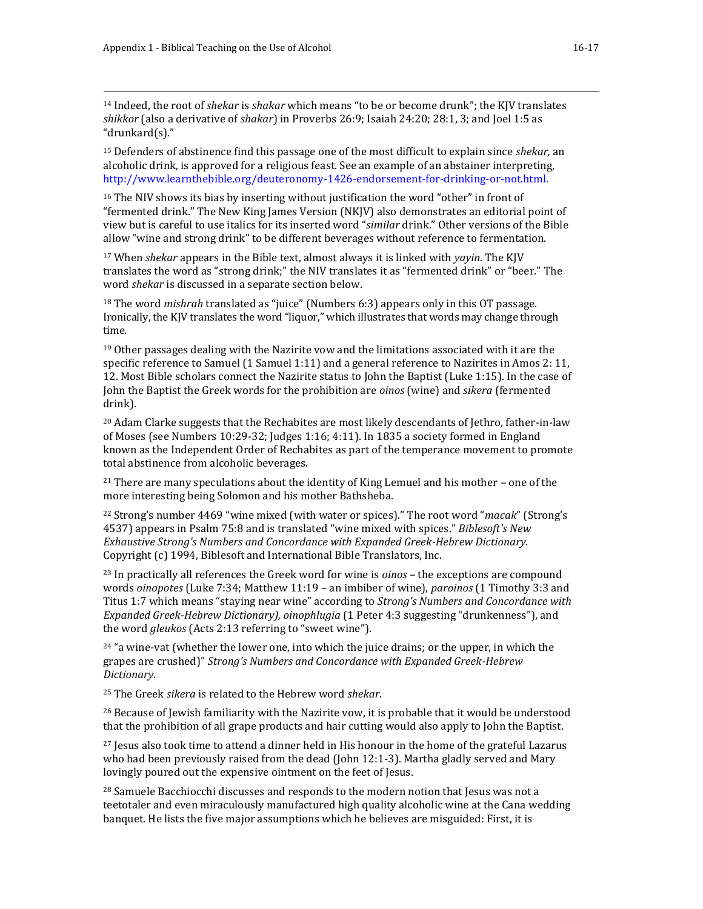[14] Indeed, the root of *shekar* is *shakar* which means "to be or become drunk"; the KJV translates *shikkor* (also a derivative of *shakar*) in Proverbs 26:9; Isaiah 24:20; 28:1, 3; and Joel 1:5 as "drunkard(s)."

[15] Defenders of abstinence find this passage one of the most difficult to explain since *shekar,* an alcoholic drink, is approved for a religious feast. See an example of an abstainer interpreting, http://www.learnthebible.org/deuteronomy-1426-endorsement-for-drinking-or-not.html.

[16] The NIV shows its bias by inserting without justification the word "other" in front of "fermented drink." The New King James Version (NKJV) also demonstrates an editorial point of view but is careful to use italics for its inserted word "*similar* drink." Other versions of the Bible allow "wine and strong drink" to be different beverages without reference to fermentation.

[17] When *shekar* appears in the Bible text, almost always it is linked with *yayin*. The KJV translates the word as "strong drink;" the NIV translates it as "fermented drink" or "beer." The word *shekar* is discussed in a separate section below.

[18] The word *mishrah* translated as "juice" (Numbers 6:3) appears only in this OT passage. Ironically, the KJV translates the word "liquor," which illustrates that words may change through time.

[19] Other passages dealing with the Nazirite vow and the limitations associated with it are the specific reference to Samuel (1 Samuel 1:11) and a general reference to Nazirites in Amos 2: 11, 12. Most Bible scholars connect the Nazirite status to John the Baptist (Luke 1:15). In the case of John the Baptist the Greek words for the prohibition are *oinos* (wine) and *sikera* (fermented drink).

[20] Adam Clarke suggests that the Rechabites are most likely descendants of Jethro, father-in-law of Moses (see Numbers 10:29-32; Judges 1:16; 4:11). In 1835 a society formed in England known as the Independent Order of Rechabites as part of the temperance movement to promote total abstinence from alcoholic beverages.

[21] There are many speculations about the identity of King Lemuel and his mother – one of the more interesting being Solomon and his mother Bathsheba.

[22] Strong's number 4469 "wine mixed (with water or spices)." The root word "*macak*" (Strong's 4537) appears in Psalm 75:8 and is translated "wine mixed with spices." *Biblesoft's New Exhaustive Strong's Numbers and Concordance with Expanded Greek-Hebrew Dictionary*. Copyright (c) 1994, Biblesoft and International Bible Translators, Inc.

[23] In practically all references the Greek word for wine is *oinos* – the exceptions are compound words *oinopotes* (Luke 7:34; Matthew 11:19 – an imbiber of wine), *paroinos* (1 Timothy 3:3 and Titus 1:7 which means "staying near wine" according to *Strong's Numbers and Concordance with Expanded Greek-Hebrew Dictionary), oinophlugia* (1 Peter 4:3 suggesting "drunkenness"), and the word *gleukos* (Acts 2:13 referring to "sweet wine").

[24] "a wine-vat (whether the lower one, into which the juice drains; or the upper, in which the grapes are crushed)" *Strong's Numbers and Concordance with Expanded Greek-Hebrew Dictionary*.

[25] The Greek *sikera* is related to the Hebrew word *shekar*.

[26] Because of Jewish familiarity with the Nazirite vow, it is probable that it would be understood that the prohibition of all grape products and hair cutting would also apply to John the Baptist.

[27] Jesus also took time to attend a dinner held in His honour in the home of the grateful Lazarus who had been previously raised from the dead (John 12:1-3). Martha gladly served and Mary lovingly poured out the expensive ointment on the feet of Jesus.

[28] Samuele Bacchiocchi discusses and responds to the modern notion that Jesus was not a teetotaler and even miraculously manufactured high quality alcoholic wine at the Cana wedding banquet. He lists the five major assumptions which he believes are misguided: First, it is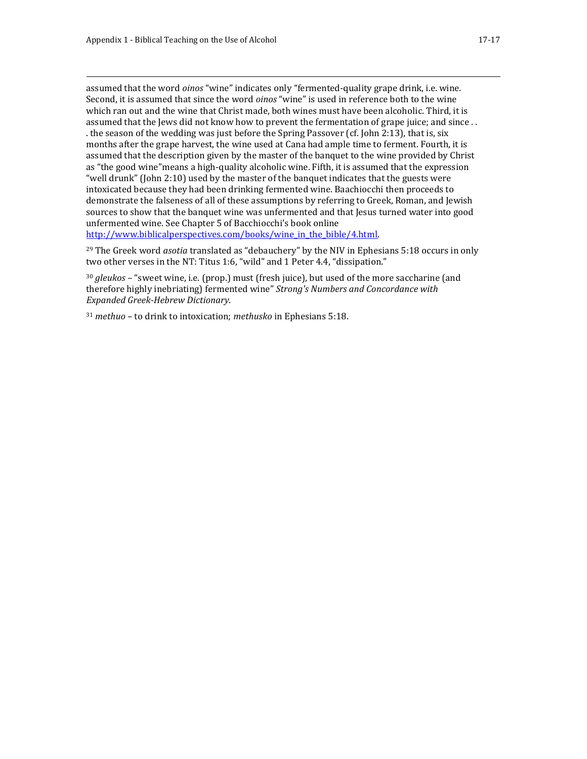assumed that the word *oinos* "wine" indicates only "fermented-quality grape drink, i.e. wine. Second, it is assumed that since the word *oinos* "wine" is used in reference both to the wine which ran out and the wine that Christ made, both wines must have been alcoholic. Third, it is assumed that the Jews did not know how to prevent the fermentation of grape juice; and since . . . the season of the wedding was just before the Spring Passover (cf. John 2:13), that is, six months after the grape harvest, the wine used at Cana had ample time to ferment. Fourth, it is assumed that the description given by the master of the banquet to the wine provided by Christ as "the good wine"means a high-quality alcoholic wine. Fifth, it is assumed that the expression "well drunk" (John 2:10) used by the master of the banquet indicates that the guests were intoxicated because they had been drinking fermented wine. Baachiocchi then proceeds to demonstrate the falseness of all of these assumptions by referring to Greek, Roman, and Jewish sources to show that the banquet wine was unfermented and that Jesus turned water into good unfermented wine. See Chapter 5 of Bacchiocchi's book online [http://www.biblicalperspectives.com/books/wine_in_the_bible/4.html](http://www.biblicalperspectives.com/books/wine_in_the_bible/4.html).

[29] The Greek word *asotia* translated as "debauchery" by the NIV in Ephesians 5:18 occurs in only two other verses in the NT: Titus 1:6, "wild" and 1 Peter 4.4, "dissipation."

[30] *gleukos* – "sweet wine, i.e. (prop.) must (fresh juice), but used of the more saccharine (and therefore highly inebriating) fermented wine" *Strong's Numbers and Concordance with Expanded Greek-Hebrew Dictionary*.

[31] *methuo* – to drink to intoxication; *methusko* in Ephesians 5:18.